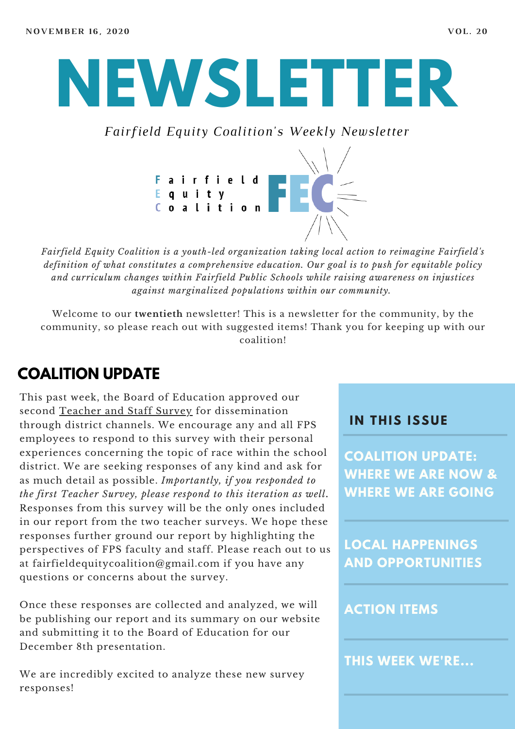NOVEMBER 16, 2020 VOL. 20

# NEWSLETTER

*Fairfield Equity Coalition's Weekly Newsletter*

Fairfield Equity Coalition FEC

*Fairfield Equity Coalition is a youth-led organization taking local action to reimagine Fairfield's definition of what constitutes a comprehensive education. Our goal is to push for equitable policy and curriculum changes within Fairfield Public Schools while raising awareness on injustices against marginalized populations within our community.*

Welcome to our **twentieth** newsletter! This is a newsletter for the community, by the community, so please reach out with suggested items! Thank you for keeping up with our coalition!

## COALITION UPDATE

This past week, the Board of Education approved our second Teacher and Staff Survey for dissemination through district channels. We encourage any and all FPS employees to respond to this survey with their personal experiences concerning the topic of race within the school district. We are seeking responses of any kind and ask for as much detail as possible. *Importantly, if you responded to the first Teacher Survey, please respond to this iteration as well.* Responses from this survey will be the only ones included in our report from the two teacher surveys. We hope these responses further ground our report by highlighting the perspectives of FPS faculty and staff. Please reach out to us at fairfieldequitycoalition@gmail.com if you have any questions or concerns about the survey.

Once these responses are collected and analyzed, we will be publishing our report and its summary on our website and submitting it to the Board of Education for our December 8th presentation.

We are incredibly excited to analyze these new survey responses!

### IN THIS ISSUE

- COALITION UPDATE: WHERE WE ARE NOW & WHERE WE ARE GOING
- LOCAL HAPPENINGS AND OPPORTUNITIES
- ACTION ITEMS
- THIS WEEK WE'RE...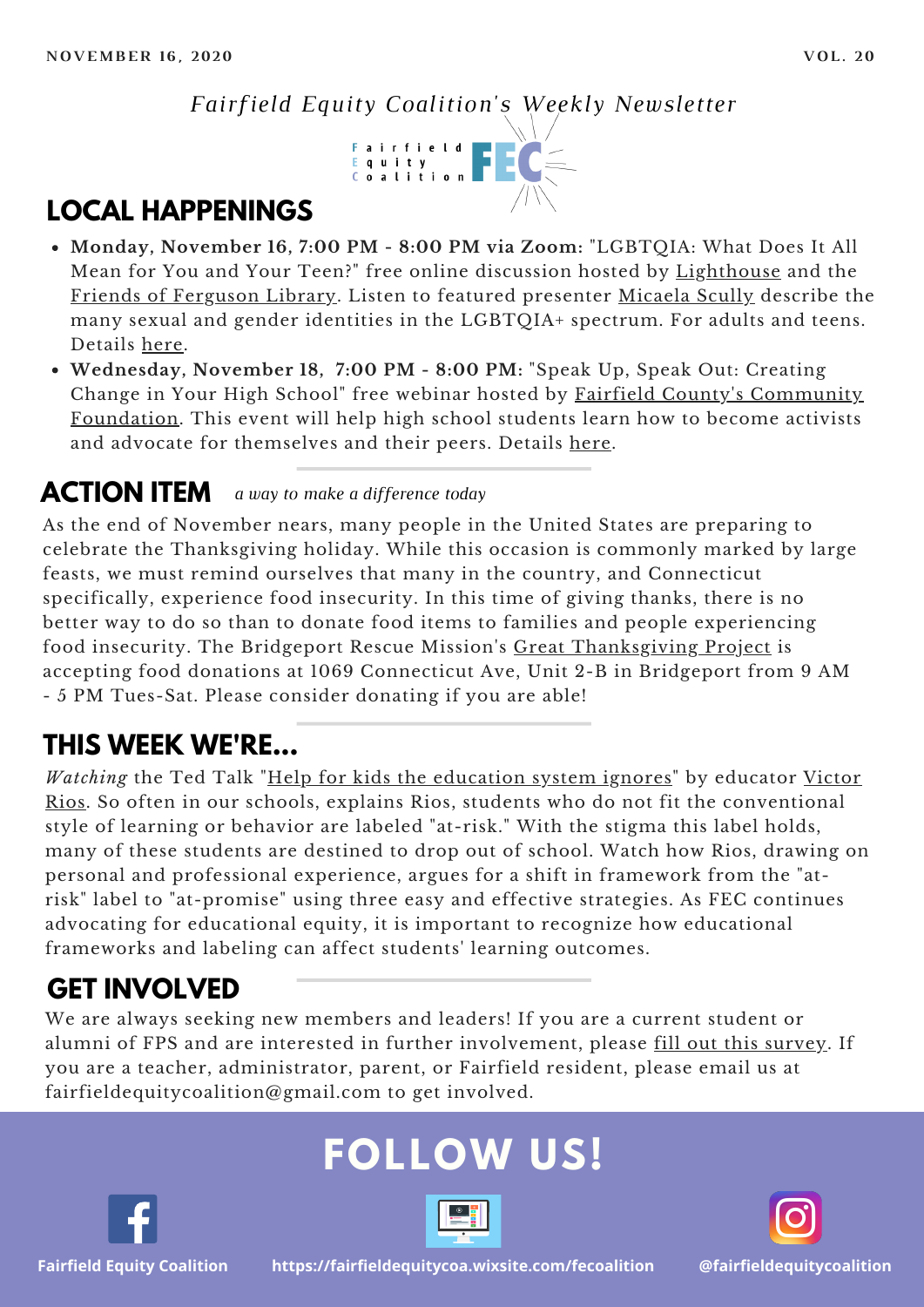NOVEMBER 16, 2020 VOL. 20

*Fairfield Equity Coalition's Weekly Newsletter*

Fairfield Equity Coalition FEC

## LOCAL HAPPENINGS

- **Monday, November 16, 7:00 PM - 8:00 PM via Zoom:** "LGBTQIA: What Does It All Mean for You and Your Teen?" free online discussion hosted by Lighthouse and the Friends of Ferguson Library. Listen to featured presenter Micaela Scully describe the many sexual and gender identities in the LGBTQIA+ spectrum. For adults and teens. Details here.
- **Wednesday, November 18, 7:00 PM - 8:00 PM:** "Speak Up, Speak Out: Creating Change in Your High School" free webinar hosted by Fairfield County's Community Foundation. This event will help high school students learn how to become activists and advocate for themselves and their peers. Details here.

## ACTION ITEM *a way to make a difference today*

As the end of November nears, many people in the United States are preparing to celebrate the Thanksgiving holiday. While this occasion is commonly marked by large feasts, we must remind ourselves that many in the country, and Connecticut specifically, experience food insecurity. In this time of giving thanks, there is no better way to do so than to donate food items to families and people experiencing food insecurity. The Bridgeport Rescue Mission's Great Thanksgiving Project is accepting food donations at 1069 Connecticut Ave, Unit 2-B in Bridgeport from 9 AM - 5 PM Tues-Sat. Please consider donating if you are able!

## THIS WEEK WE'RE...

*Watching* the Ted Talk "Help for kids the education system ignores" by educator Victor Rios. So often in our schools, explains Rios, students who do not fit the conventional style of learning or behavior are labeled "at-risk." With the stigma this label holds, many of these students are destined to drop out of school. Watch how Rios, drawing on personal and professional experience, argues for a shift in framework from the "at-risk" label to "at-promise" using three easy and effective strategies. As FEC continues advocating for educational equity, it is important to recognize how educational frameworks and labeling can affect students' learning outcomes.

## GET INVOLVED

We are always seeking new members and leaders! If you are a current student or alumni of FPS and are interested in further involvement, please fill out this survey. If you are a teacher, administrator, parent, or Fairfield resident, please email us at fairfieldequitycoalition@gmail.com to get involved.

## FOLLOW US!

Fairfield Equity Coalition

https://fairfieldequitycoa.wixsite.com/fecoalition

@fairfieldequitycoalition